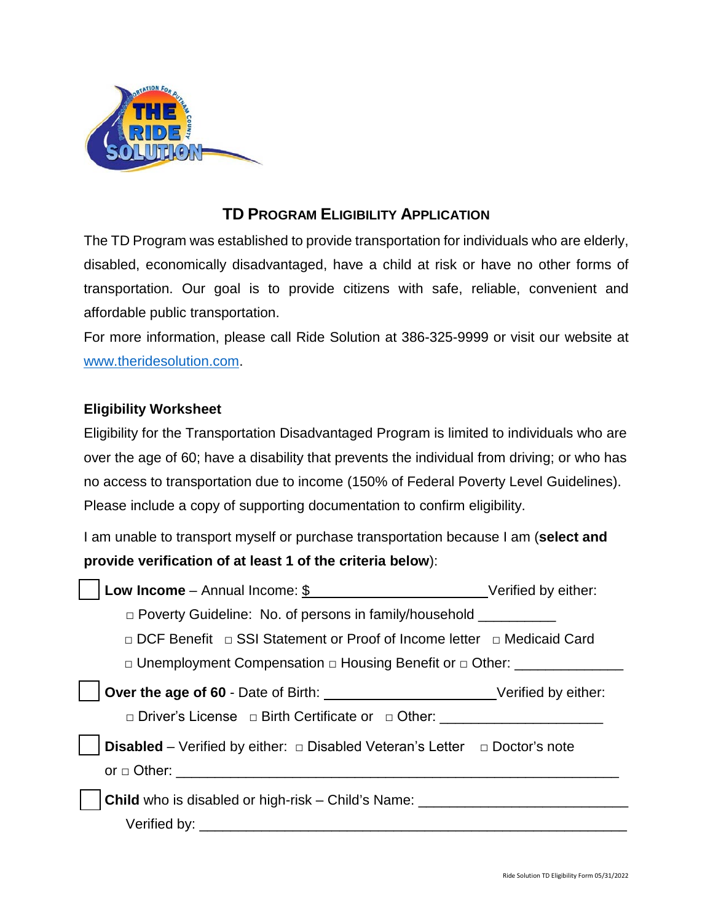## TD Program Eligibility Application

The TD Program was established to provide transportation for individuals who are elderly, disabled, economically disadvantaged, have a child at risk or have no other forms of transportation. Our goal is to provide citizens with safe, reliable, convenient and affordable public transportation.

For more information, please call Ride Solution at 386-325-9999 or visit our website at www.theridesolution.com.

### Eligibility Worksheet

Eligibility for the Transportation Disadvantaged Program is limited to individuals who are over the age of 60; have a disability that prevents the individual from driving; or who has no access to transportation due to income (150% of Federal Poverty Level Guidelines). Please include a copy of supporting documentation to confirm eligibility.

I am unable to transport myself or purchase transportation because I am (**select and provide verification of at least 1 of the criteria below**):

☐ **Low Income** – Annual Income: $ ______________________ Verified by either:

- □ Poverty Guideline: No. of persons in family/household __________
- □ DCF Benefit □ SSI Statement or Proof of Income letter □ Medicaid Card
- □ Unemployment Compensation □ Housing Benefit or □ Other: _____________

☐ **Over the age of 60** - Date of Birth: ______________________ Verified by either:

- □ Driver's License □ Birth Certificate or □ Other: ____________________

☐ **Disabled** – Verified by either: □ Disabled Veteran's Letter □ Doctor's note or □ Other: ________________________________________________________

☐ **Child** who is disabled or high-risk – Child's Name: __________________________

Verified by: _______________________________________________________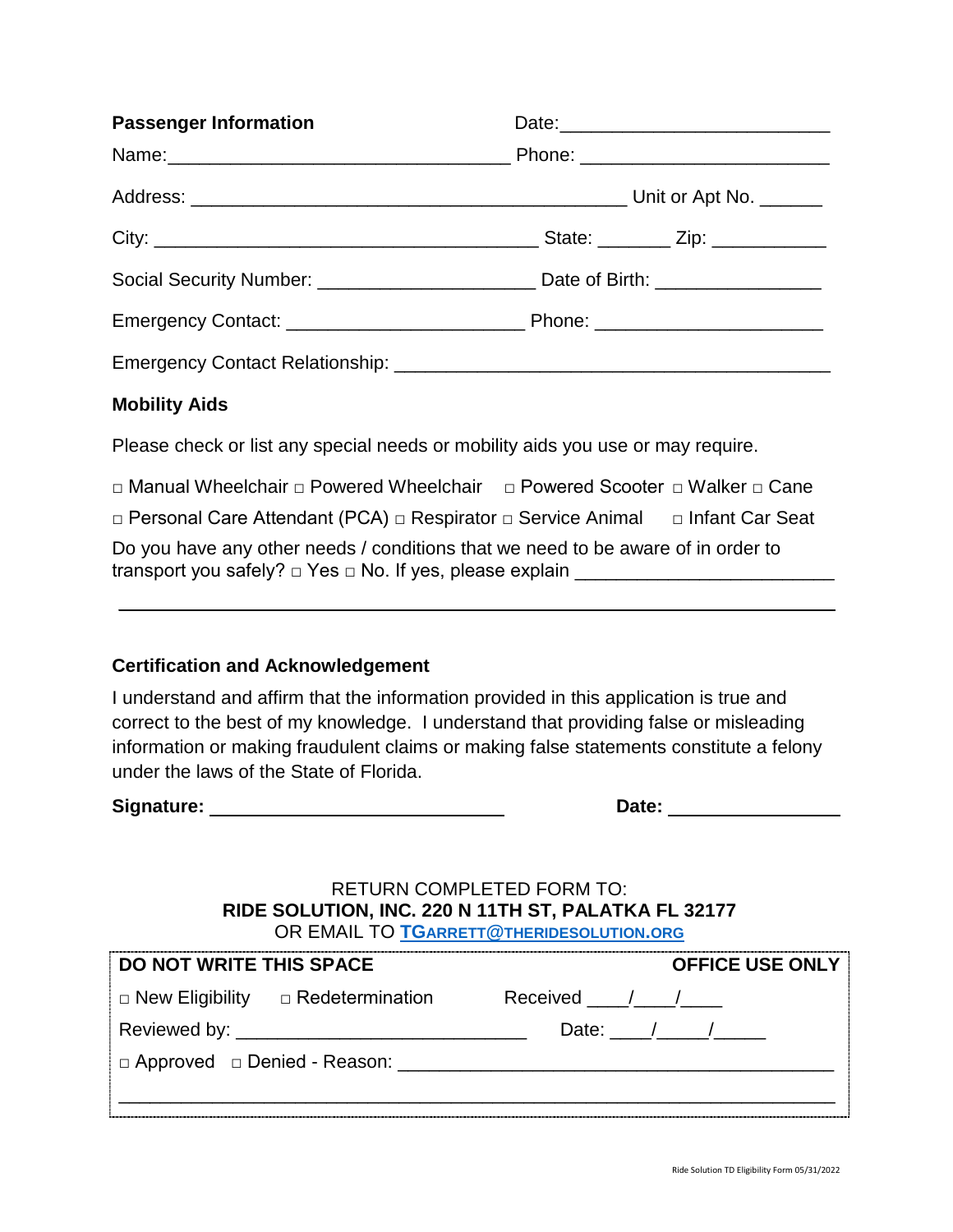**Passenger Information** Date:___________________________

Name:_________________________________ Phone: ________________________

Address: __________________________________________ Unit or Apt No. ______

City: _____________________________________ State: _______ Zip: ___________

Social Security Number: _____________________ Date of Birth: ________________

Emergency Contact: _______________________ Phone: ______________________

Emergency Contact Relationship: __________________________________________

**Mobility Aids**

Please check or list any special needs or mobility aids you use or may require.

□ Manual Wheelchair □ Powered Wheelchair □ Powered Scooter □ Walker □ Cane

□ Personal Care Attendant (PCA) □ Respirator □ Service Animal □ Infant Car Seat

Do you have any other needs / conditions that we need to be aware of in order to transport you safely? □ Yes □ No. If yes, please explain ________________________

______________________________________________________________________

**Certification and Acknowledgement**

I understand and affirm that the information provided in this application is true and correct to the best of my knowledge. I understand that providing false or misleading information or making fraudulent claims or making false statements constitute a felony under the laws of the State of Florida.

**Signature:** ____________________________ **Date:** ________________

RETURN COMPLETED FORM TO:
**RIDE SOLUTION, INC. 220 N 11TH ST, PALATKA FL 32177**
OR EMAIL TO TGARRETT@THERIDESOLUTION.ORG

| **DO NOT WRITE THIS SPACE** | **OFFICE USE ONLY** |
|---|---|
| □ New Eligibility □ Redetermination | Received ____/____/____ |
| Reviewed by: ____________________________ | Date: ____/_____/_____ |
| □ Approved □ Denied - Reason: ____________________________________________ | |
| ______________________________________________________________________ | |

Ride Solution TD Eligibility Form 05/31/2022